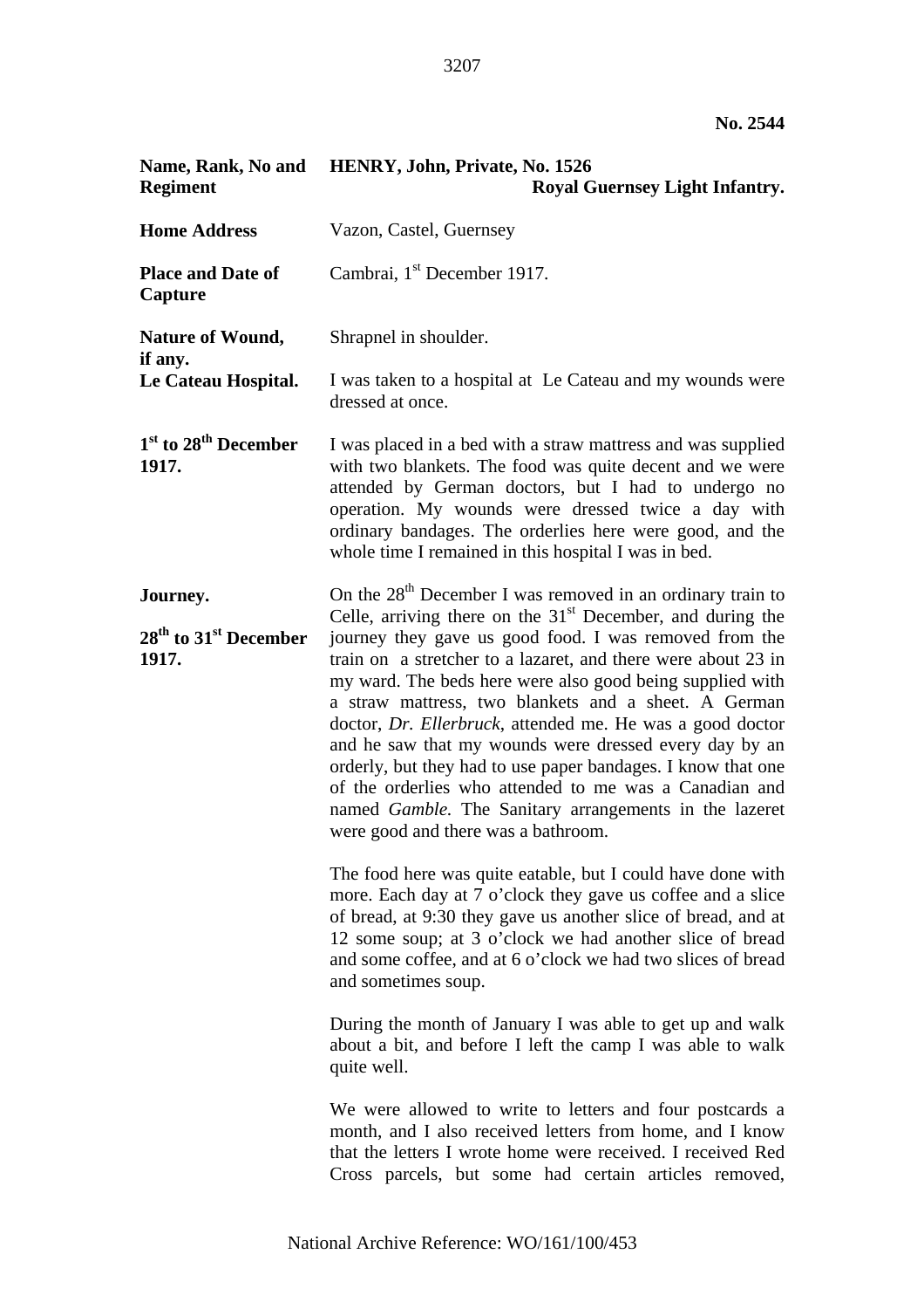**No. 2544**

| | |
|---|---|
| **Name, Rank, No and Regiment** | **HENRY, John, Private, No. 1526 Royal Guernsey Light Infantry.** |
| **Home Address** | Vazon, Castel, Guernsey |
| **Place and Date of Capture** | Cambrai, 1st December 1917. |
| **Nature of Wound, if any.** | Shrapnel in shoulder. |
| **Le Cateau Hospital.** | I was taken to a hospital at Le Cateau and my wounds were dressed at once. |
| **1st to 28th December 1917.** | I was placed in a bed with a straw mattress and was supplied with two blankets. The food was quite decent and we were attended by German doctors, but I had to undergo no operation. My wounds were dressed twice a day with ordinary bandages. The orderlies here were good, and the whole time I remained in this hospital I was in bed. |
| **Journey.** **28th to 31st December 1917.** | On the 28th December I was removed in an ordinary train to Celle, arriving there on the 31st December, and during the journey they gave us good food. I was removed from the train on a stretcher to a lazaret, and there were about 23 in my ward. The beds here were also good being supplied with a straw mattress, two blankets and a sheet. A German doctor, *Dr. Ellerbruck*, attended me. He was a good doctor and he saw that my wounds were dressed every day by an orderly, but they had to use paper bandages. I know that one of the orderlies who attended to me was a Canadian and named *Gamble.* The Sanitary arrangements in the lazeret were good and there was a bathroom. |

The food here was quite eatable, but I could have done with more. Each day at 7 o'clock they gave us coffee and a slice of bread, at 9:30 they gave us another slice of bread, and at 12 some soup; at 3 o'clock we had another slice of bread and some coffee, and at 6 o'clock we had two slices of bread and sometimes soup.

During the month of January I was able to get up and walk about a bit, and before I left the camp I was able to walk quite well.

We were allowed to write to letters and four postcards a month, and I also received letters from home, and I know that the letters I wrote home were received. I received Red Cross parcels, but some had certain articles removed,

National Archive Reference: WO/161/100/453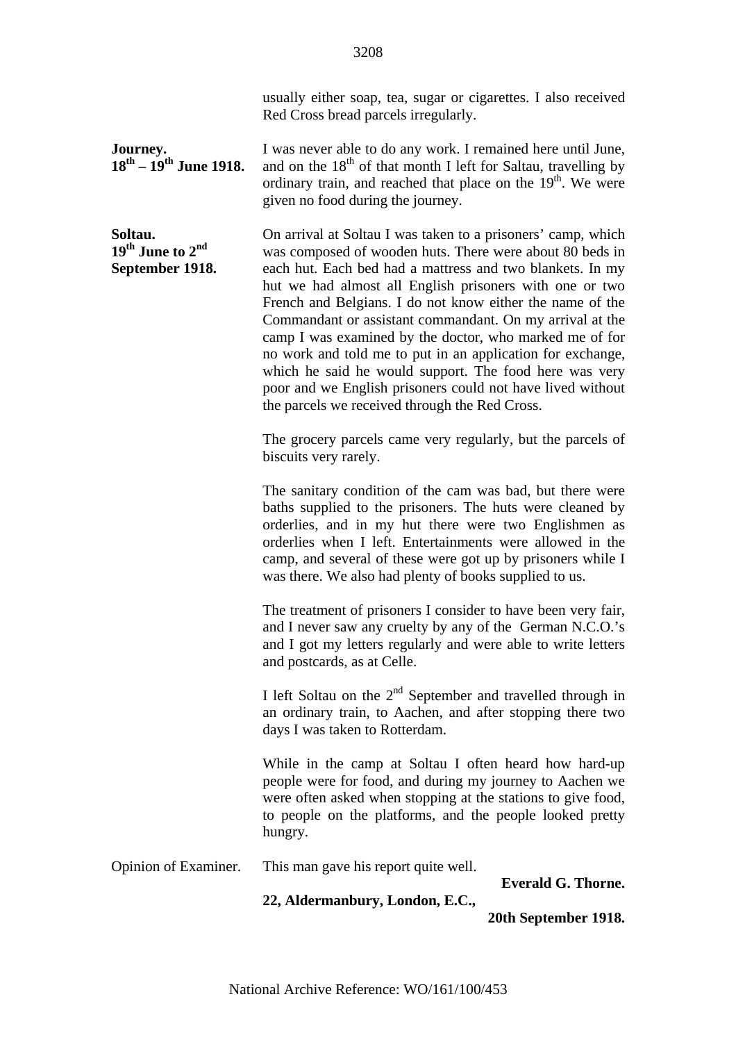usually either soap, tea, sugar or cigarettes. I also received Red Cross bread parcels irregularly.

**Journey.**
**18th – 19th June 1918.**

I was never able to do any work. I remained here until June, and on the 18th of that month I left for Saltau, travelling by ordinary train, and reached that place on the 19th. We were given no food during the journey.

**Soltau.**
**19th June to 2nd September 1918.**

On arrival at Soltau I was taken to a prisoners' camp, which was composed of wooden huts. There were about 80 beds in each hut. Each bed had a mattress and two blankets. In my hut we had almost all English prisoners with one or two French and Belgians. I do not know either the name of the Commandant or assistant commandant. On my arrival at the camp I was examined by the doctor, who marked me of for no work and told me to put in an application for exchange, which he said he would support. The food here was very poor and we English prisoners could not have lived without the parcels we received through the Red Cross.

The grocery parcels came very regularly, but the parcels of biscuits very rarely.

The sanitary condition of the cam was bad, but there were baths supplied to the prisoners. The huts were cleaned by orderlies, and in my hut there were two Englishmen as orderlies when I left. Entertainments were allowed in the camp, and several of these were got up by prisoners while I was there. We also had plenty of books supplied to us.

The treatment of prisoners I consider to have been very fair, and I never saw any cruelty by any of the German N.C.O.'s and I got my letters regularly and were able to write letters and postcards, as at Celle.

I left Soltau on the 2nd September and travelled through in an ordinary train, to Aachen, and after stopping there two days I was taken to Rotterdam.

While in the camp at Soltau I often heard how hard-up people were for food, and during my journey to Aachen we were often asked when stopping at the stations to give food, to people on the platforms, and the people looked pretty hungry.

Opinion of Examiner. This man gave his report quite well.

**Everald G. Thorne.**

**22, Aldermanbury, London, E.C.,**

**20th September 1918.**

National Archive Reference: WO/161/100/453